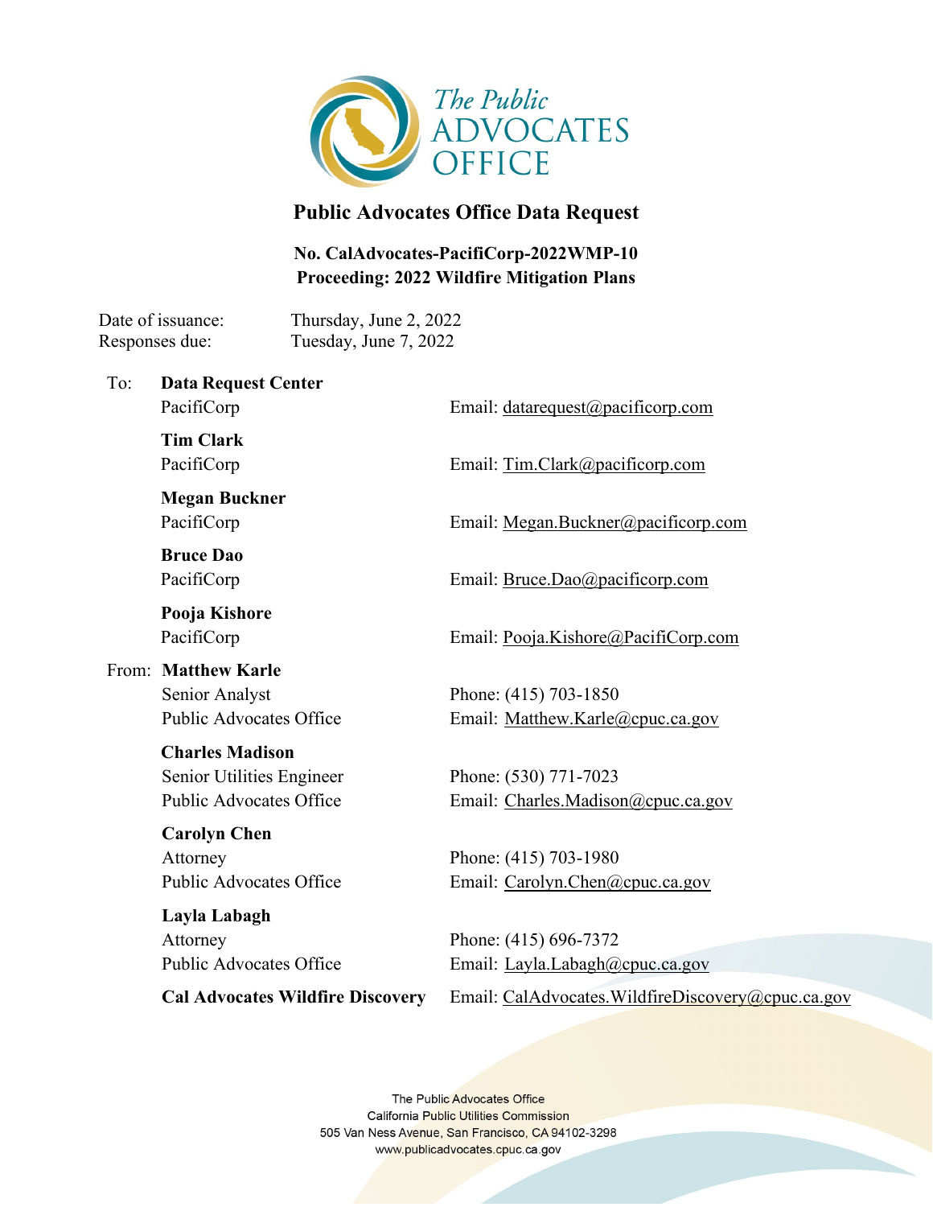The Public ADVOCATES OFFICE

# Public Advocates Office Data Request

**No. CalAdvocates-PacifiCorp-2022WMP-10**
**Proceeding: 2022 Wildfire Mitigation Plans**

Date of issuance: Thursday, June 2, 2022
Responses due: Tuesday, June 7, 2022

To:

**Data Request Center**
PacifiCorp
Email: datarequest@pacificorp.com

**Tim Clark**
PacifiCorp
Email: Tim.Clark@pacificorp.com

**Megan Buckner**
PacifiCorp
Email: Megan.Buckner@pacificorp.com

**Bruce Dao**
PacifiCorp
Email: Bruce.Dao@pacificorp.com

**Pooja Kishore**
PacifiCorp
Email: Pooja.Kishore@PacifiCorp.com

From:

**Matthew Karle**
Senior Analyst
Public Advocates Office
Phone: (415) 703-1850
Email: Matthew.Karle@cpuc.ca.gov

**Charles Madison**
Senior Utilities Engineer
Public Advocates Office
Phone: (530) 771-7023
Email: Charles.Madison@cpuc.ca.gov

**Carolyn Chen**
Attorney
Public Advocates Office
Phone: (415) 703-1980
Email: Carolyn.Chen@cpuc.ca.gov

**Layla Labagh**
Attorney
Public Advocates Office
Phone: (415) 696-7372
Email: Layla.Labagh@cpuc.ca.gov

**Cal Advocates Wildfire Discovery**
Email: CalAdvocates.WildfireDiscovery@cpuc.ca.gov

The Public Advocates Office
California Public Utilities Commission
505 Van Ness Avenue, San Francisco, CA 94102-3298
www.publicadvocates.cpuc.ca.gov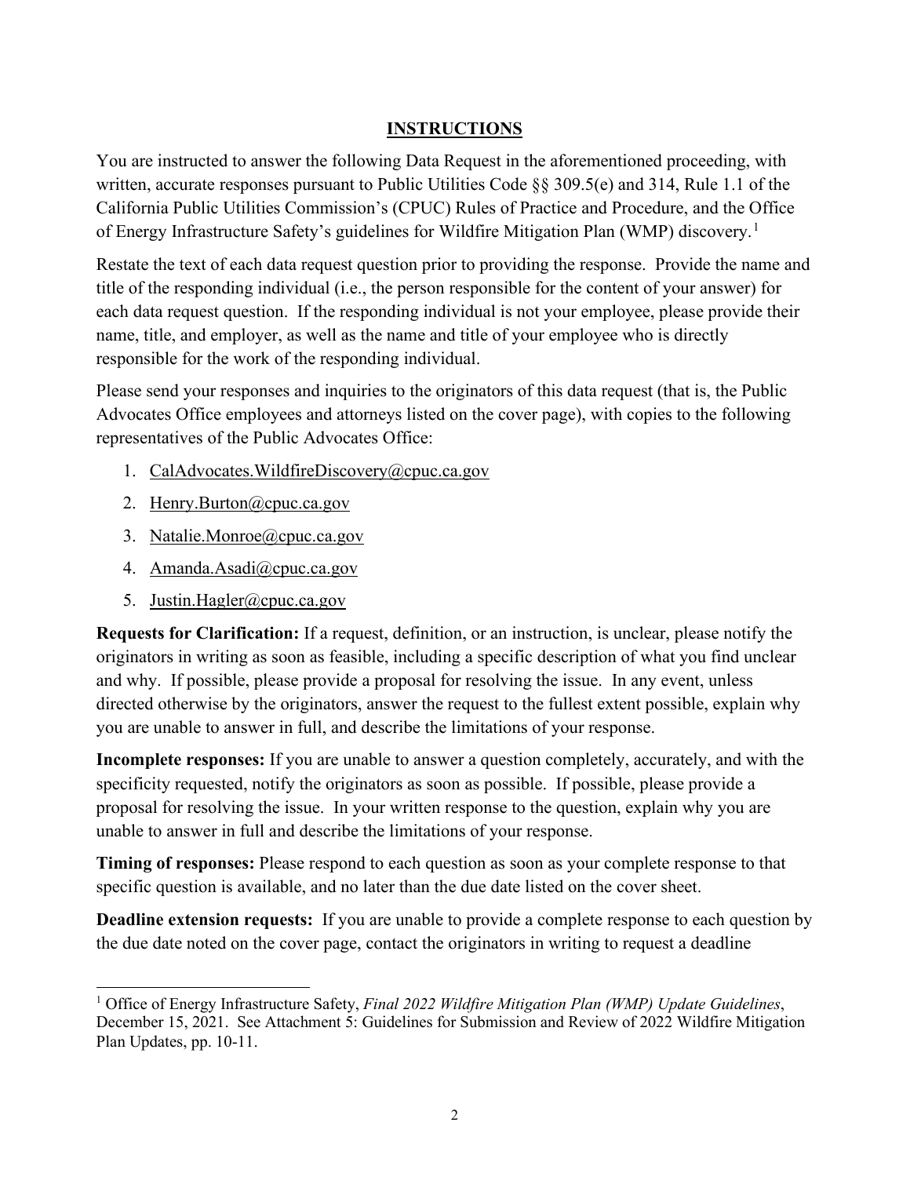## INSTRUCTIONS

You are instructed to answer the following Data Request in the aforementioned proceeding, with written, accurate responses pursuant to Public Utilities Code §§ 309.5(e) and 314, Rule 1.1 of the California Public Utilities Commission's (CPUC) Rules of Practice and Procedure, and the Office of Energy Infrastructure Safety's guidelines for Wildfire Mitigation Plan (WMP) discovery.[1]

Restate the text of each data request question prior to providing the response. Provide the name and title of the responding individual (i.e., the person responsible for the content of your answer) for each data request question. If the responding individual is not your employee, please provide their name, title, and employer, as well as the name and title of your employee who is directly responsible for the work of the responding individual.

Please send your responses and inquiries to the originators of this data request (that is, the Public Advocates Office employees and attorneys listed on the cover page), with copies to the following representatives of the Public Advocates Office:

1. CalAdvocates.WildfireDiscovery@cpuc.ca.gov
2. Henry.Burton@cpuc.ca.gov
3. Natalie.Monroe@cpuc.ca.gov
4. Amanda.Asadi@cpuc.ca.gov
5. Justin.Hagler@cpuc.ca.gov

**Requests for Clarification:** If a request, definition, or an instruction, is unclear, please notify the originators in writing as soon as feasible, including a specific description of what you find unclear and why. If possible, please provide a proposal for resolving the issue. In any event, unless directed otherwise by the originators, answer the request to the fullest extent possible, explain why you are unable to answer in full, and describe the limitations of your response.

**Incomplete responses:** If you are unable to answer a question completely, accurately, and with the specificity requested, notify the originators as soon as possible. If possible, please provide a proposal for resolving the issue. In your written response to the question, explain why you are unable to answer in full and describe the limitations of your response.

**Timing of responses:** Please respond to each question as soon as your complete response to that specific question is available, and no later than the due date listed on the cover sheet.

**Deadline extension requests:** If you are unable to provide a complete response to each question by the due date noted on the cover page, contact the originators in writing to request a deadline

---

[1] Office of Energy Infrastructure Safety, *Final 2022 Wildfire Mitigation Plan (WMP) Update Guidelines*, December 15, 2021. See Attachment 5: Guidelines for Submission and Review of 2022 Wildfire Mitigation Plan Updates, pp. 10-11.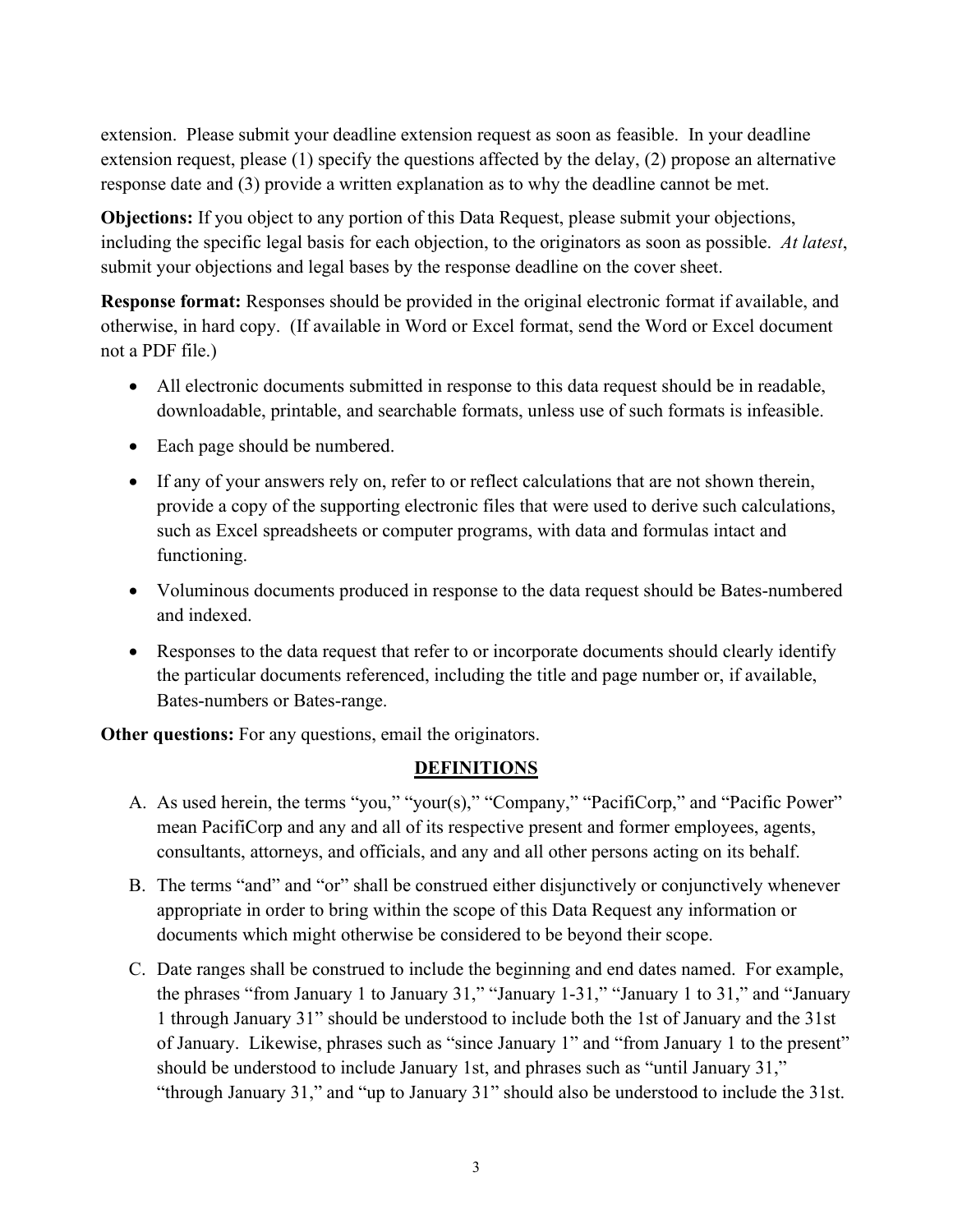extension. Please submit your deadline extension request as soon as feasible. In your deadline extension request, please (1) specify the questions affected by the delay, (2) propose an alternative response date and (3) provide a written explanation as to why the deadline cannot be met.

**Objections:** If you object to any portion of this Data Request, please submit your objections, including the specific legal basis for each objection, to the originators as soon as possible. *At latest*, submit your objections and legal bases by the response deadline on the cover sheet.

**Response format:** Responses should be provided in the original electronic format if available, and otherwise, in hard copy. (If available in Word or Excel format, send the Word or Excel document not a PDF file.)

- All electronic documents submitted in response to this data request should be in readable, downloadable, printable, and searchable formats, unless use of such formats is infeasible.
- Each page should be numbered.
- If any of your answers rely on, refer to or reflect calculations that are not shown therein, provide a copy of the supporting electronic files that were used to derive such calculations, such as Excel spreadsheets or computer programs, with data and formulas intact and functioning.
- Voluminous documents produced in response to the data request should be Bates-numbered and indexed.
- Responses to the data request that refer to or incorporate documents should clearly identify the particular documents referenced, including the title and page number or, if available, Bates-numbers or Bates-range.

**Other questions:** For any questions, email the originators.

## DEFINITIONS

A. As used herein, the terms "you," "your(s)," "Company," "PacifiCorp," and "Pacific Power" mean PacifiCorp and any and all of its respective present and former employees, agents, consultants, attorneys, and officials, and any and all other persons acting on its behalf.

B. The terms "and" and "or" shall be construed either disjunctively or conjunctively whenever appropriate in order to bring within the scope of this Data Request any information or documents which might otherwise be considered to be beyond their scope.

C. Date ranges shall be construed to include the beginning and end dates named. For example, the phrases "from January 1 to January 31," "January 1-31," "January 1 to 31," and "January 1 through January 31" should be understood to include both the 1st of January and the 31st of January. Likewise, phrases such as "since January 1" and "from January 1 to the present" should be understood to include January 1st, and phrases such as "until January 31," "through January 31," and "up to January 31" should also be understood to include the 31st.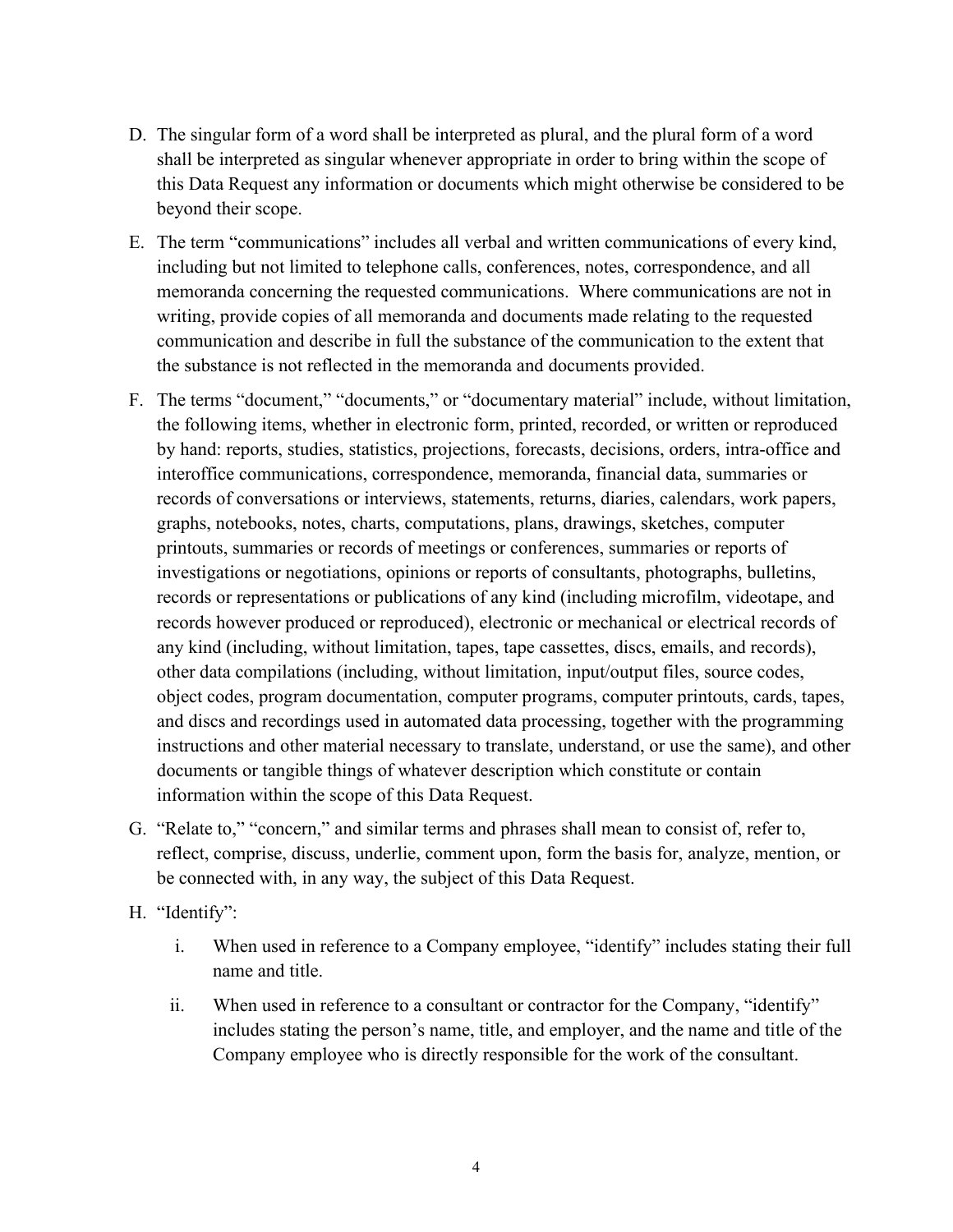D. The singular form of a word shall be interpreted as plural, and the plural form of a word shall be interpreted as singular whenever appropriate in order to bring within the scope of this Data Request any information or documents which might otherwise be considered to be beyond their scope.

E. The term "communications" includes all verbal and written communications of every kind, including but not limited to telephone calls, conferences, notes, correspondence, and all memoranda concerning the requested communications. Where communications are not in writing, provide copies of all memoranda and documents made relating to the requested communication and describe in full the substance of the communication to the extent that the substance is not reflected in the memoranda and documents provided.

F. The terms "document," "documents," or "documentary material" include, without limitation, the following items, whether in electronic form, printed, recorded, or written or reproduced by hand: reports, studies, statistics, projections, forecasts, decisions, orders, intra-office and interoffice communications, correspondence, memoranda, financial data, summaries or records of conversations or interviews, statements, returns, diaries, calendars, work papers, graphs, notebooks, notes, charts, computations, plans, drawings, sketches, computer printouts, summaries or records of meetings or conferences, summaries or reports of investigations or negotiations, opinions or reports of consultants, photographs, bulletins, records or representations or publications of any kind (including microfilm, videotape, and records however produced or reproduced), electronic or mechanical or electrical records of any kind (including, without limitation, tapes, tape cassettes, discs, emails, and records), other data compilations (including, without limitation, input/output files, source codes, object codes, program documentation, computer programs, computer printouts, cards, tapes, and discs and recordings used in automated data processing, together with the programming instructions and other material necessary to translate, understand, or use the same), and other documents or tangible things of whatever description which constitute or contain information within the scope of this Data Request.

G. "Relate to," "concern," and similar terms and phrases shall mean to consist of, refer to, reflect, comprise, discuss, underlie, comment upon, form the basis for, analyze, mention, or be connected with, in any way, the subject of this Data Request.

H. "Identify":

   i. When used in reference to a Company employee, "identify" includes stating their full name and title.

   ii. When used in reference to a consultant or contractor for the Company, "identify" includes stating the person's name, title, and employer, and the name and title of the Company employee who is directly responsible for the work of the consultant.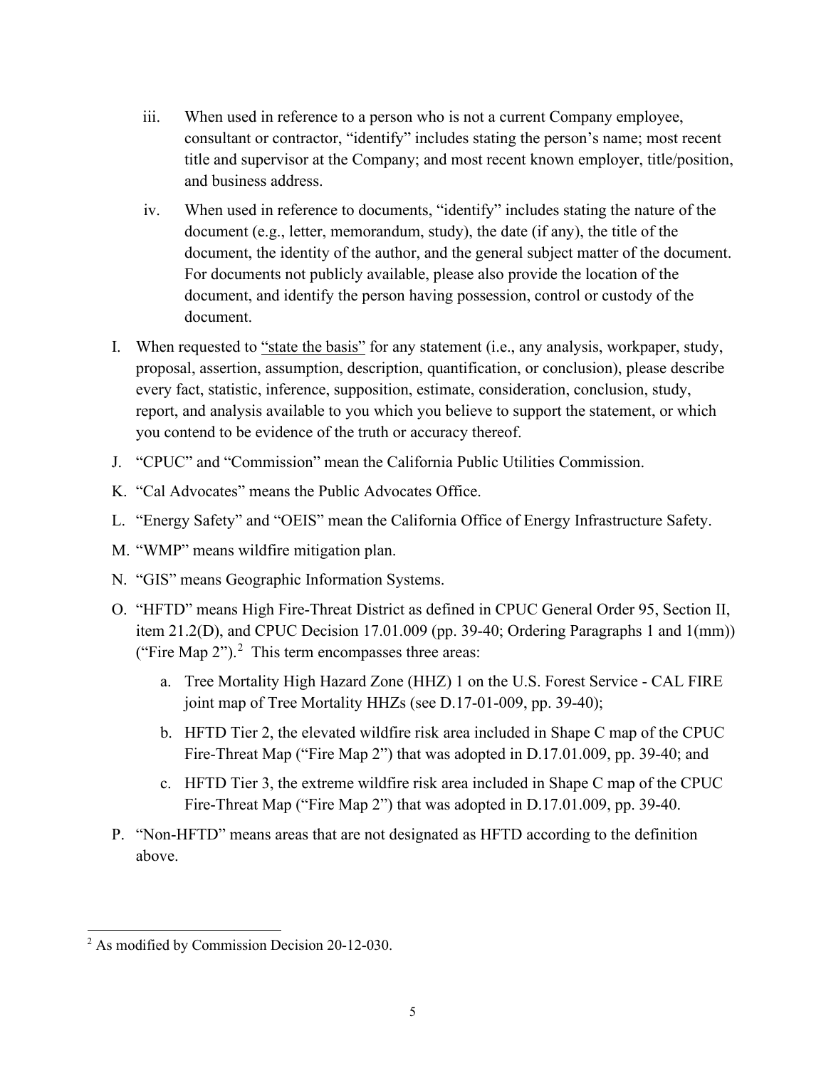iii. When used in reference to a person who is not a current Company employee, consultant or contractor, "identify" includes stating the person's name; most recent title and supervisor at the Company; and most recent known employer, title/position, and business address.

iv. When used in reference to documents, "identify" includes stating the nature of the document (e.g., letter, memorandum, study), the date (if any), the title of the document, the identity of the author, and the general subject matter of the document. For documents not publicly available, please also provide the location of the document, and identify the person having possession, control or custody of the document.

I. When requested to <u>"state the basis"</u> for any statement (i.e., any analysis, workpaper, study, proposal, assertion, assumption, description, quantification, or conclusion), please describe every fact, statistic, inference, supposition, estimate, consideration, conclusion, study, report, and analysis available to you which you believe to support the statement, or which you contend to be evidence of the truth or accuracy thereof.

J. "CPUC" and "Commission" mean the California Public Utilities Commission.

K. "Cal Advocates" means the Public Advocates Office.

L. "Energy Safety" and "OEIS" mean the California Office of Energy Infrastructure Safety.

M. "WMP" means wildfire mitigation plan.

N. "GIS" means Geographic Information Systems.

O. "HFTD" means High Fire-Threat District as defined in CPUC General Order 95, Section II, item 21.2(D), and CPUC Decision 17.01.009 (pp. 39-40; Ordering Paragraphs 1 and 1(mm)) ("Fire Map 2").[2] This term encompasses three areas:

   a. Tree Mortality High Hazard Zone (HHZ) 1 on the U.S. Forest Service - CAL FIRE joint map of Tree Mortality HHZs (see D.17-01-009, pp. 39-40);

   b. HFTD Tier 2, the elevated wildfire risk area included in Shape C map of the CPUC Fire-Threat Map ("Fire Map 2") that was adopted in D.17.01.009, pp. 39-40; and

   c. HFTD Tier 3, the extreme wildfire risk area included in Shape C map of the CPUC Fire-Threat Map ("Fire Map 2") that was adopted in D.17.01.009, pp. 39-40.

P. "Non-HFTD" means areas that are not designated as HFTD according to the definition above.

---

[2] As modified by Commission Decision 20-12-030.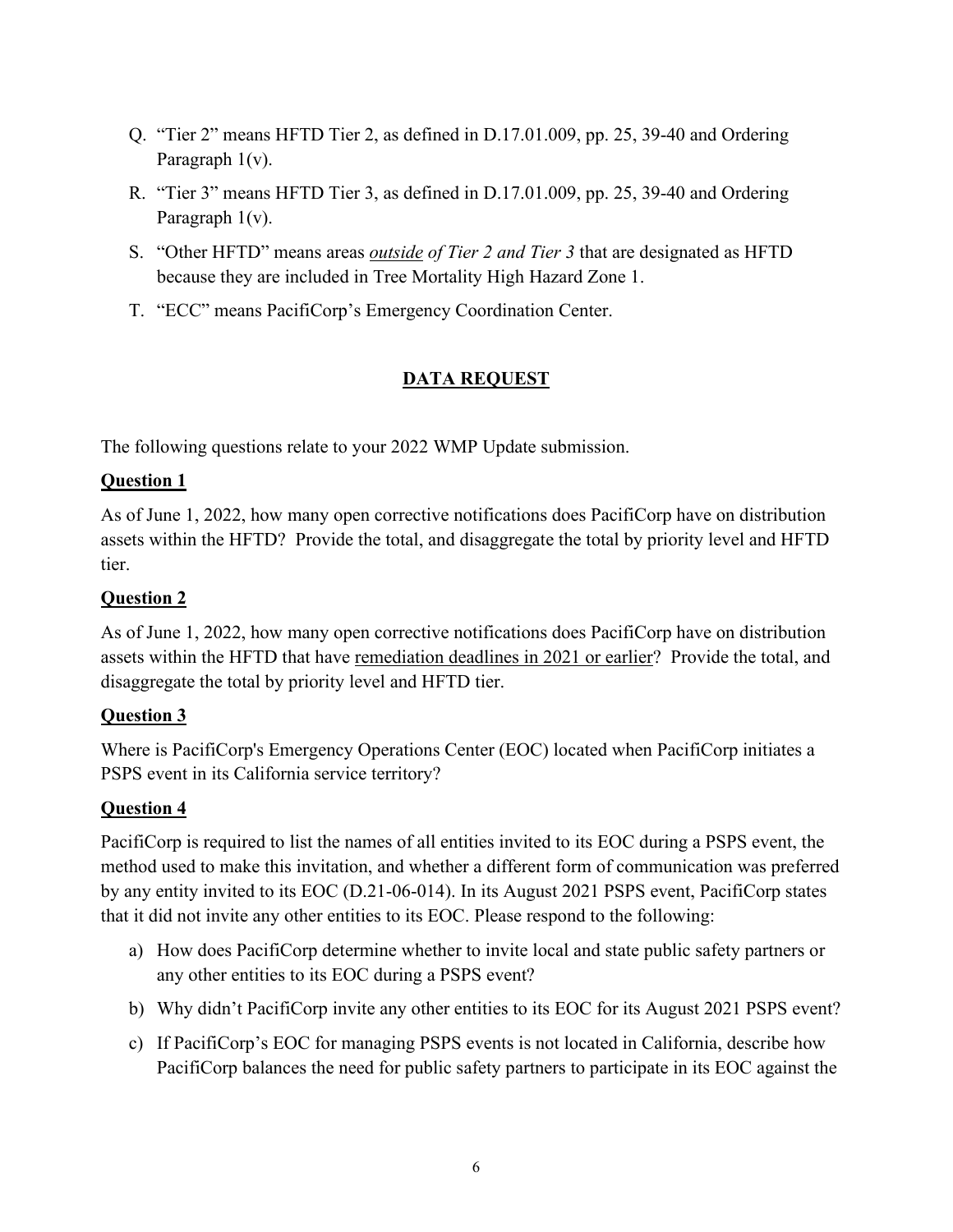Q. "Tier 2" means HFTD Tier 2, as defined in D.17.01.009, pp. 25, 39-40 and Ordering Paragraph 1(v).

R. "Tier 3" means HFTD Tier 3, as defined in D.17.01.009, pp. 25, 39-40 and Ordering Paragraph 1(v).

S. "Other HFTD" means areas ***outside** of Tier 2 and Tier 3* that are designated as HFTD because they are included in Tree Mortality High Hazard Zone 1.

T. "ECC" means PacifiCorp's Emergency Coordination Center.

## **DATA REQUEST**

The following questions relate to your 2022 WMP Update submission.

### **Question 1**

As of June 1, 2022, how many open corrective notifications does PacifiCorp have on distribution assets within the HFTD? Provide the total, and disaggregate the total by priority level and HFTD tier.

### **Question 2**

As of June 1, 2022, how many open corrective notifications does PacifiCorp have on distribution assets within the HFTD that have remediation deadlines in 2021 or earlier? Provide the total, and disaggregate the total by priority level and HFTD tier.

### **Question 3**

Where is PacifiCorp's Emergency Operations Center (EOC) located when PacifiCorp initiates a PSPS event in its California service territory?

### **Question 4**

PacifiCorp is required to list the names of all entities invited to its EOC during a PSPS event, the method used to make this invitation, and whether a different form of communication was preferred by any entity invited to its EOC (D.21-06-014). In its August 2021 PSPS event, PacifiCorp states that it did not invite any other entities to its EOC. Please respond to the following:

a) How does PacifiCorp determine whether to invite local and state public safety partners or any other entities to its EOC during a PSPS event?

b) Why didn't PacifiCorp invite any other entities to its EOC for its August 2021 PSPS event?

c) If PacifiCorp's EOC for managing PSPS events is not located in California, describe how PacifiCorp balances the need for public safety partners to participate in its EOC against the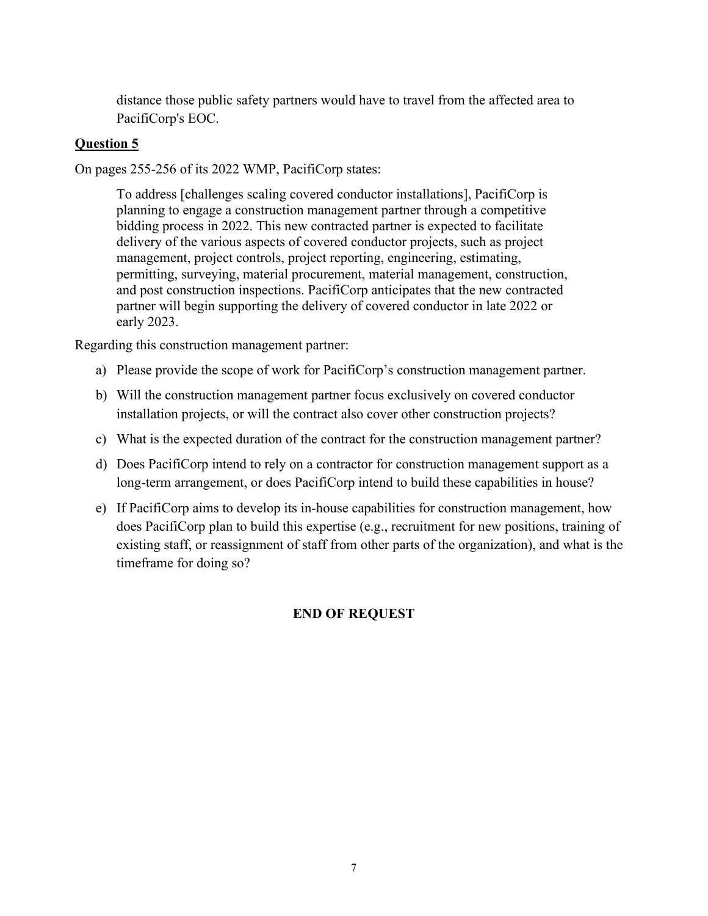distance those public safety partners would have to travel from the affected area to PacifiCorp's EOC.

## Question 5

On pages 255-256 of its 2022 WMP, PacifiCorp states:

> To address [challenges scaling covered conductor installations], PacifiCorp is planning to engage a construction management partner through a competitive bidding process in 2022. This new contracted partner is expected to facilitate delivery of the various aspects of covered conductor projects, such as project management, project controls, project reporting, engineering, estimating, permitting, surveying, material procurement, material management, construction, and post construction inspections. PacifiCorp anticipates that the new contracted partner will begin supporting the delivery of covered conductor in late 2022 or early 2023.

Regarding this construction management partner:

a) Please provide the scope of work for PacifiCorp's construction management partner.

b) Will the construction management partner focus exclusively on covered conductor installation projects, or will the contract also cover other construction projects?

c) What is the expected duration of the contract for the construction management partner?

d) Does PacifiCorp intend to rely on a contractor for construction management support as a long-term arrangement, or does PacifiCorp intend to build these capabilities in house?

e) If PacifiCorp aims to develop its in-house capabilities for construction management, how does PacifiCorp plan to build this expertise (e.g., recruitment for new positions, training of existing staff, or reassignment of staff from other parts of the organization), and what is the timeframe for doing so?

**END OF REQUEST**